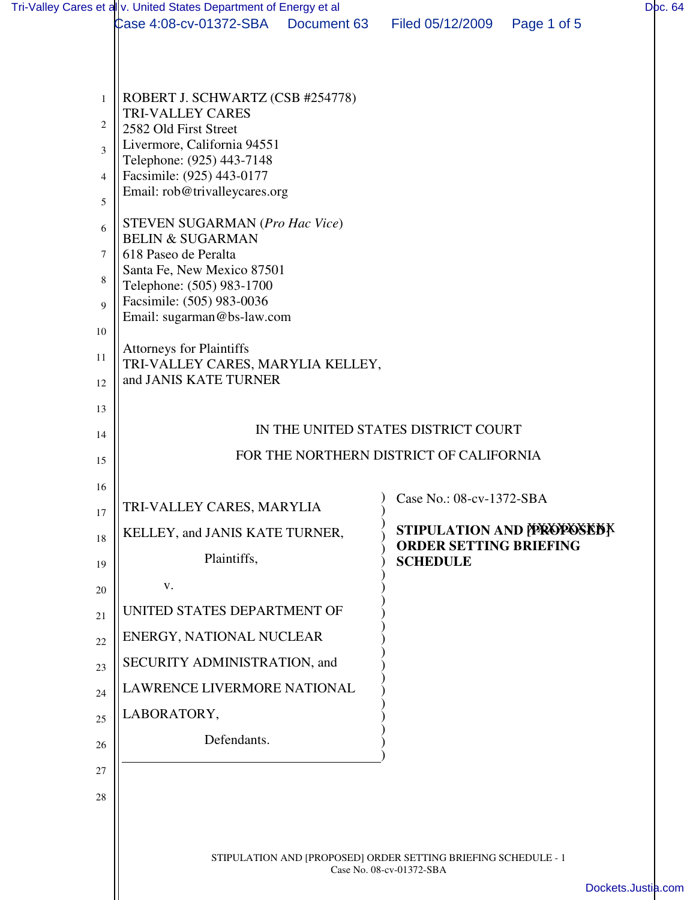ROBERT J. SCHWARTZ (CSB #254778)
TRI-VALLEY CARES
2582 Old First Street
Livermore, California 94551
Telephone: (925) 443-7148
Facsimile: (925) 443-0177
Email: rob@trivalleycares.org

STEVEN SUGARMAN (*Pro Hac Vice*)
BELIN & SUGARMAN
618 Paseo de Peralta
Santa Fe, New Mexico 87501
Telephone: (505) 983-1700
Facsimile: (505) 983-0036
Email: sugarman@bs-law.com

Attorneys for Plaintiffs
TRI-VALLEY CARES, MARYLIA KELLEY,
and JANIS KATE TURNER

IN THE UNITED STATES DISTRICT COURT

FOR THE NORTHERN DISTRICT OF CALIFORNIA

TRI-VALLEY CARES, MARYLIA KELLEY, and JANIS KATE TURNER,

Plaintiffs,

v.

UNITED STATES DEPARTMENT OF ENERGY, NATIONAL NUCLEAR SECURITY ADMINISTRATION, and LAWRENCE LIVERMORE NATIONAL LABORATORY,

Defendants.

Case No.: 08-cv-1372-SBA

**STIPULATION AND ~~[PROPOSED]~~ ORDER SETTING BRIEFING SCHEDULE**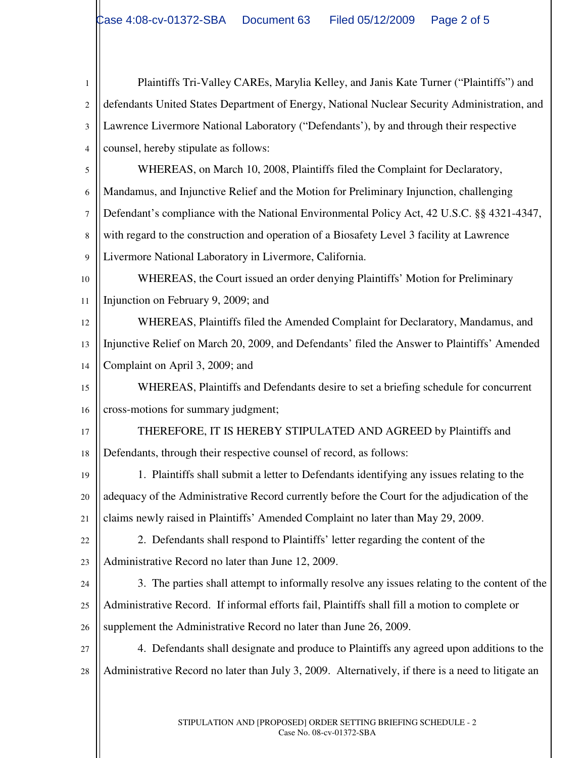Plaintiffs Tri-Valley CAREs, Marylia Kelley, and Janis Kate Turner ("Plaintiffs") and defendants United States Department of Energy, National Nuclear Security Administration, and Lawrence Livermore National Laboratory ("Defendants'), by and through their respective counsel, hereby stipulate as follows:

WHEREAS, on March 10, 2008, Plaintiffs filed the Complaint for Declaratory, Mandamus, and Injunctive Relief and the Motion for Preliminary Injunction, challenging Defendant's compliance with the National Environmental Policy Act, 42 U.S.C. §§ 4321-4347, with regard to the construction and operation of a Biosafety Level 3 facility at Lawrence Livermore National Laboratory in Livermore, California.

WHEREAS, the Court issued an order denying Plaintiffs' Motion for Preliminary Injunction on February 9, 2009; and

WHEREAS, Plaintiffs filed the Amended Complaint for Declaratory, Mandamus, and Injunctive Relief on March 20, 2009, and Defendants' filed the Answer to Plaintiffs' Amended Complaint on April 3, 2009; and

WHEREAS, Plaintiffs and Defendants desire to set a briefing schedule for concurrent cross-motions for summary judgment;

THEREFORE, IT IS HEREBY STIPULATED AND AGREED by Plaintiffs and Defendants, through their respective counsel of record, as follows:

1. Plaintiffs shall submit a letter to Defendants identifying any issues relating to the adequacy of the Administrative Record currently before the Court for the adjudication of the claims newly raised in Plaintiffs' Amended Complaint no later than May 29, 2009.

2. Defendants shall respond to Plaintiffs' letter regarding the content of the Administrative Record no later than June 12, 2009.

3. The parties shall attempt to informally resolve any issues relating to the content of the Administrative Record. If informal efforts fail, Plaintiffs shall fill a motion to complete or supplement the Administrative Record no later than June 26, 2009.

4. Defendants shall designate and produce to Plaintiffs any agreed upon additions to the Administrative Record no later than July 3, 2009. Alternatively, if there is a need to litigate an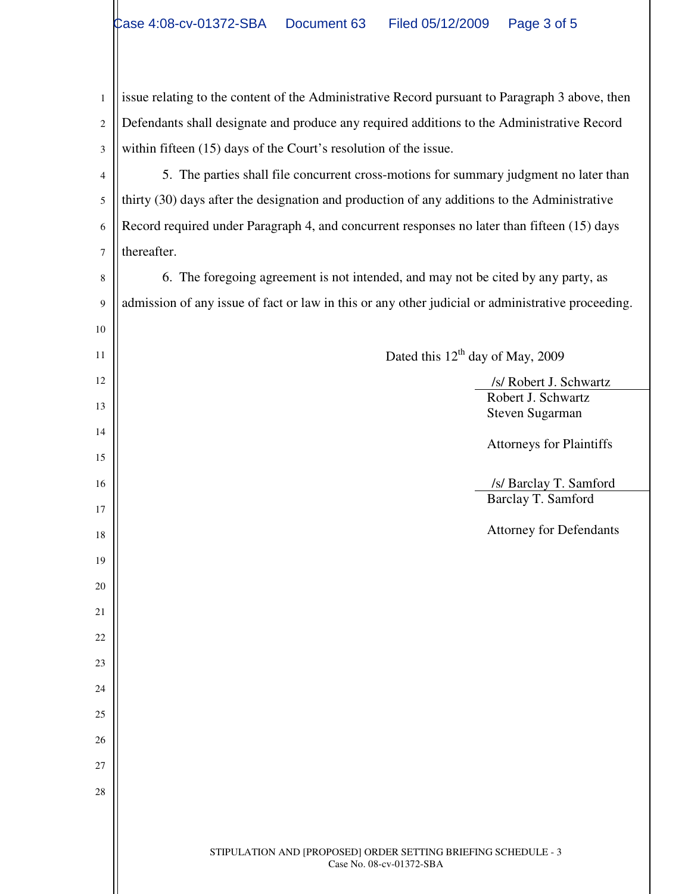issue relating to the content of the Administrative Record pursuant to Paragraph 3 above, then Defendants shall designate and produce any required additions to the Administrative Record within fifteen (15) days of the Court's resolution of the issue.

5. The parties shall file concurrent cross-motions for summary judgment no later than thirty (30) days after the designation and production of any additions to the Administrative Record required under Paragraph 4, and concurrent responses no later than fifteen (15) days thereafter.

6. The foregoing agreement is not intended, and may not be cited by any party, as admission of any issue of fact or law in this or any other judicial or administrative proceeding.

Dated this 12th day of May, 2009

/s/ Robert J. Schwartz
Robert J. Schwartz
Steven Sugarman

Attorneys for Plaintiffs

/s/ Barclay T. Samford
Barclay T. Samford

Attorney for Defendants

STIPULATION AND [PROPOSED] ORDER SETTING BRIEFING SCHEDULE - 3
Case No. 08-cv-01372-SBA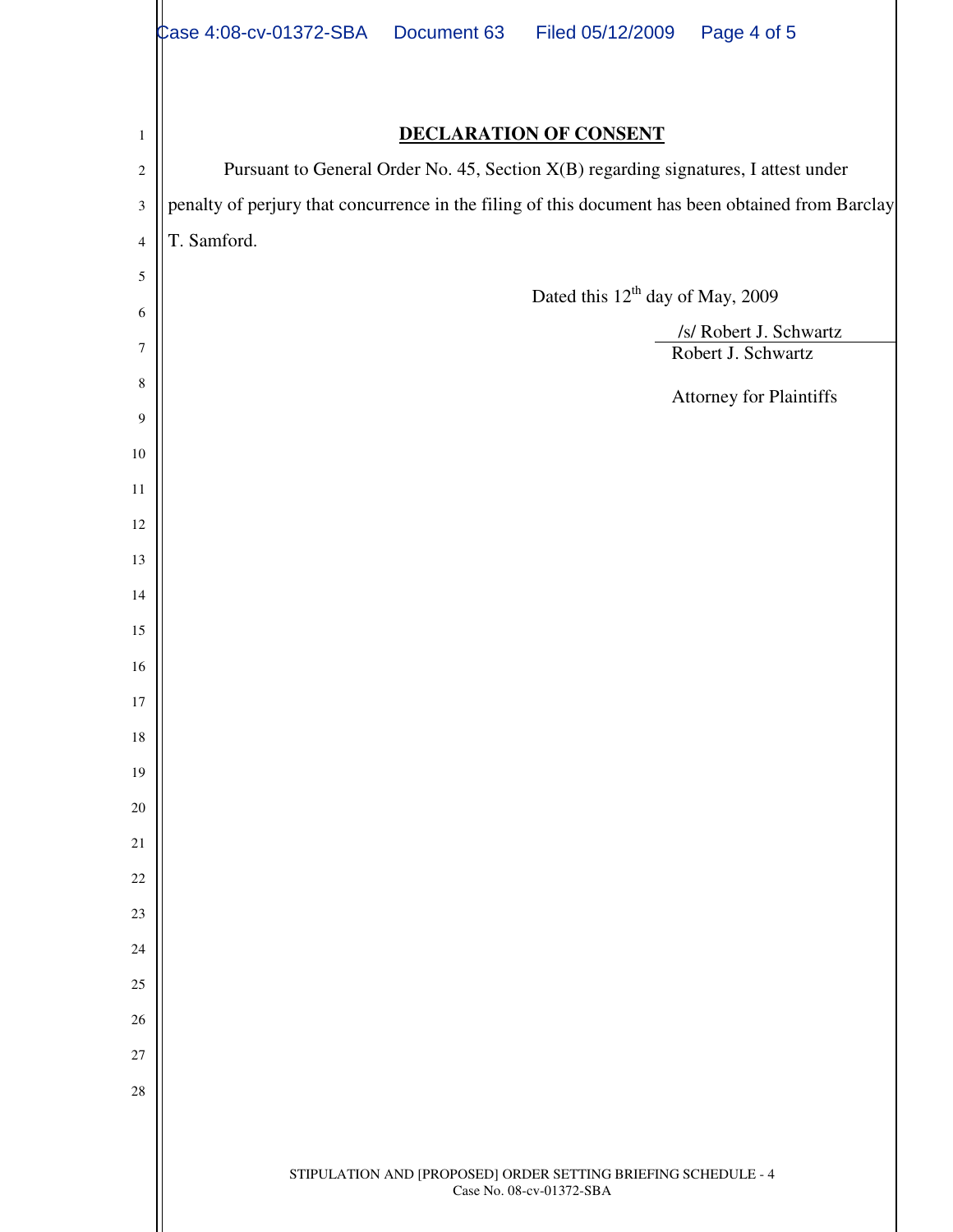**DECLARATION OF CONSENT**

Pursuant to General Order No. 45, Section X(B) regarding signatures, I attest under penalty of perjury that concurrence in the filing of this document has been obtained from Barclay T. Samford.

Dated this 12th day of May, 2009

/s/ Robert J. Schwartz
Robert J. Schwartz

Attorney for Plaintiffs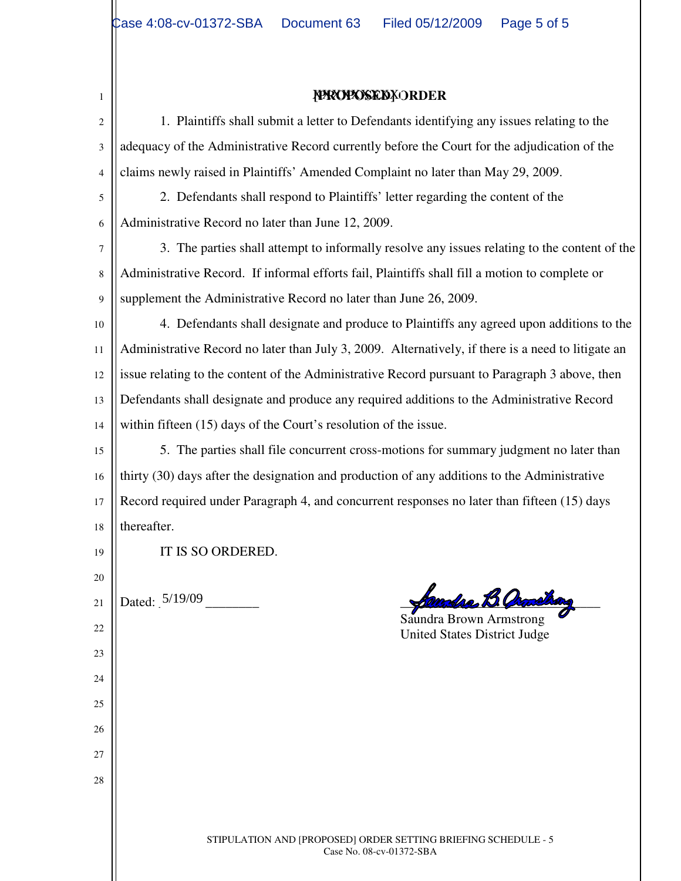# [PROPOSED] ORDER

1. Plaintiffs shall submit a letter to Defendants identifying any issues relating to the adequacy of the Administrative Record currently before the Court for the adjudication of the claims newly raised in Plaintiffs' Amended Complaint no later than May 29, 2009.

2. Defendants shall respond to Plaintiffs' letter regarding the content of the Administrative Record no later than June 12, 2009.

3. The parties shall attempt to informally resolve any issues relating to the content of the Administrative Record. If informal efforts fail, Plaintiffs shall fill a motion to complete or supplement the Administrative Record no later than June 26, 2009.

4. Defendants shall designate and produce to Plaintiffs any agreed upon additions to the Administrative Record no later than July 3, 2009. Alternatively, if there is a need to litigate an issue relating to the content of the Administrative Record pursuant to Paragraph 3 above, then Defendants shall designate and produce any required additions to the Administrative Record within fifteen (15) days of the Court's resolution of the issue.

5. The parties shall file concurrent cross-motions for summary judgment no later than thirty (30) days after the designation and production of any additions to the Administrative Record required under Paragraph 4, and concurrent responses no later than fifteen (15) days thereafter.

IT IS SO ORDERED.

Dated: 5/19/09

Saundra Brown Armstrong
United States District Judge

STIPULATION AND [PROPOSED] ORDER SETTING BRIEFING SCHEDULE - 5
Case No. 08-cv-01372-SBA